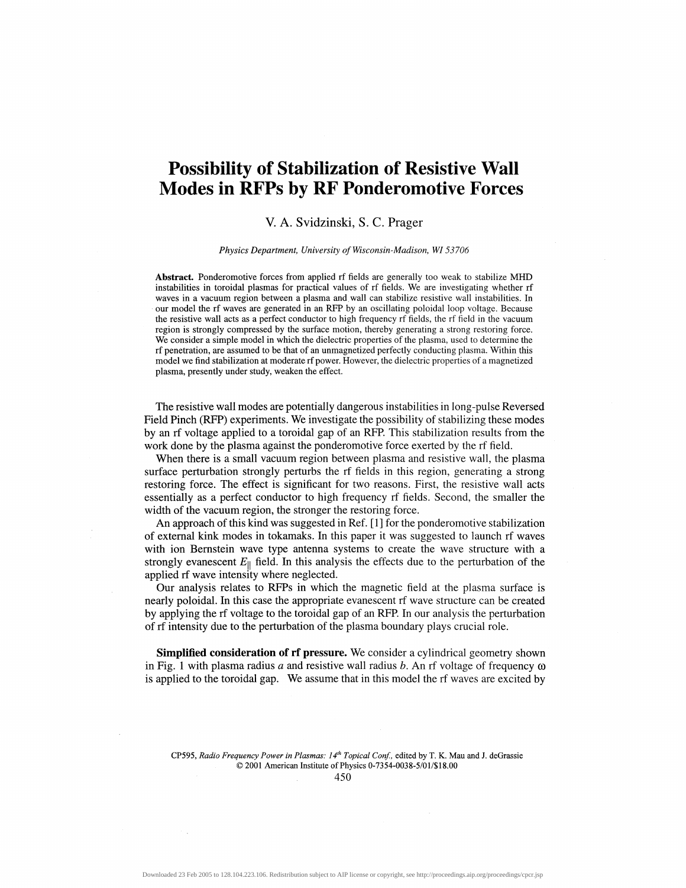# Possibility of Stabilization of Resistive Wall Modes in RFPs by RF Ponderomotive Forces

V. A. Svidzinski, S. C. Prager

*Physics Department, University of Wisconsin-Madison, WI 53706*

**Abstract.** Ponderomotive forces from applied rf fields are generally too weak to stabilize MHD instabilities in toroidal plasmas for practical values of rf fields. We are investigating whether rf waves in a vacuum region between a plasma and wall can stabilize resistive wall instabilities. In our model the rf waves are generated in an RFP by an oscillating poloidal loop voltage. Because the resistive wall acts as a perfect conductor to high frequency rf fields, the rf field in the vacuum region is strongly compressed by the surface motion, thereby generating a strong restoring force. We consider a simple model in which the dielectric properties of the plasma, used to determine the rf penetration, are assumed to be that of an unmagnetized perfectly conducting plasma. Within this model we find stabilization at moderate rf power. However, the dielectric properties of a magnetized plasma, presently under study, weaken the effect.

The resistive wall modes are potentially dangerous instabilities in long-pulse Reversed Field Pinch (RFP) experiments. We investigate the possibility of stabilizing these modes by an rf voltage applied to a toroidal gap of an RFP. This stabilization results from the work done by the plasma against the ponderomotive force exerted by the rf field.

When there is a small vacuum region between plasma and resistive wall, the plasma surface perturbation strongly perturbs the rf fields in this region, generating a strong restoring force. The effect is significant for two reasons. First, the resistive wall acts essentially as a perfect conductor to high frequency rf fields. Second, the smaller the width of the vacuum region, the stronger the restoring force.

An approach of this kind was suggested in Ref. [1] for the ponderomotive stabilization of external kink modes in tokamaks. In this paper it was suggested to launch rf waves with ion Bernstein wave type antenna systems to create the wave structure with a strongly evanescent $E_{\|}$ field. In this analysis the effects due to the perturbation of the applied rf wave intensity where neglected.

Our analysis relates to RFPs in which the magnetic field at the plasma surface is nearly poloidal. In this case the appropriate evanescent rf wave structure can be created by applying the rf voltage to the toroidal gap of an RFP. In our analysis the perturbation of rf intensity due to the perturbation of the plasma boundary plays crucial role.

**Simplified consideration of rf pressure.** We consider a cylindrical geometry shown in Fig. 1 with plasma radius $a$ and resistive wall radius $b$. An rf voltage of frequency $\omega$ is applied to the toroidal gap. We assume that in this model the rf waves are excited by

CP595, *Radio Frequency Power in Plasmas: 14th Topical Conf.*, edited by T. K. Mau and J. deGrassie
© 2001 American Institute of Physics 0-7354-0038-5/01/$18.00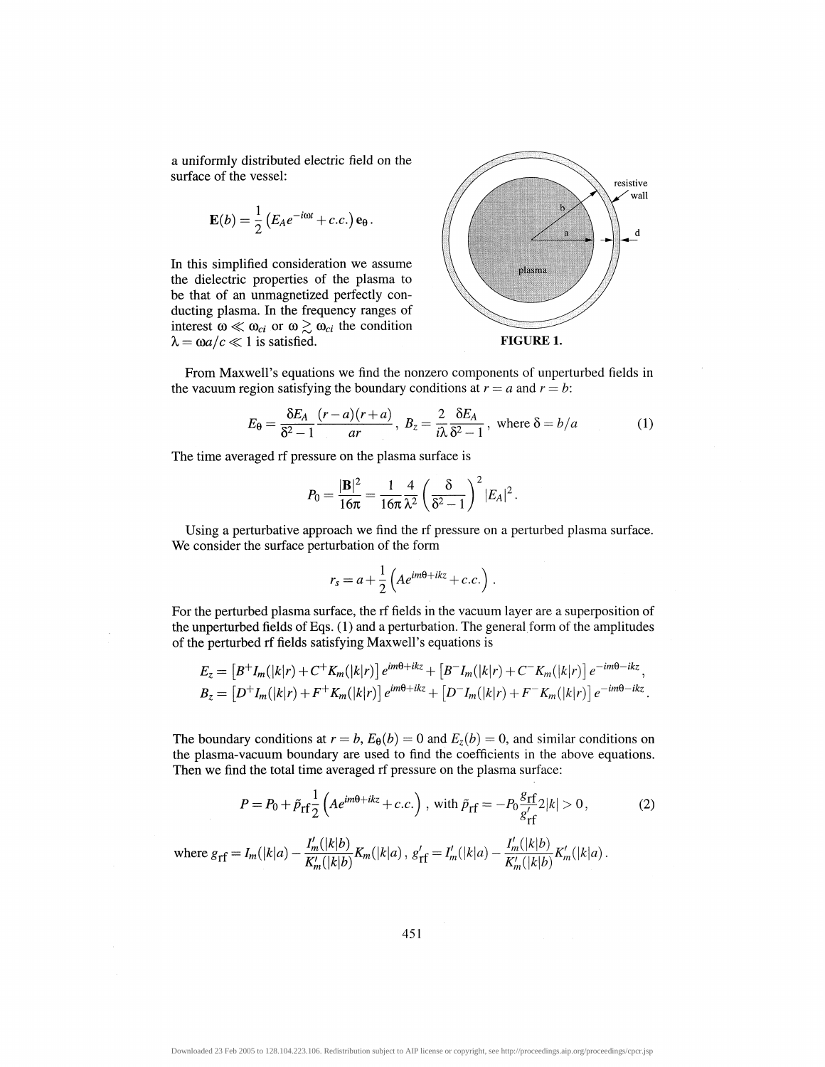a uniformly distributed electric field on the surface of the vessel:

$$\mathbf{E}(b) = \frac{1}{2}\left(E_A e^{-i\omega t} + c.c.\right)\mathbf{e}_\theta .$$

In this simplified consideration we assume the dielectric properties of the plasma to be that of an unmagnetized perfectly conducting plasma. In the frequency ranges of interest $\omega \ll \omega_{ci}$ or $\omega \gtrsim \omega_{ci}$ the condition $\lambda = \omega a/c \ll 1$ is satisfied.

**FIGURE 1.**

From Maxwell's equations we find the nonzero components of unperturbed fields in the vacuum region satisfying the boundary conditions at $r = a$ and $r = b$:

$$E_\theta = \frac{\delta E_A}{\delta^2 - 1}\frac{(r-a)(r+a)}{ar}, \; B_z = \frac{2}{i\lambda}\frac{\delta E_A}{\delta^2 - 1}, \text{ where } \delta = b/a \tag{1}$$

The time averaged rf pressure on the plasma surface is

$$P_0 = \frac{|\mathbf{B}|^2}{16\pi} = \frac{1}{16\pi}\frac{4}{\lambda^2}\left(\frac{\delta}{\delta^2 - 1}\right)^2 |E_A|^2 .$$

Using a perturbative approach we find the rf pressure on a perturbed plasma surface. We consider the surface perturbation of the form

$$r_s = a + \frac{1}{2}\left(Ae^{im\theta + ikz} + c.c.\right).$$

For the perturbed plasma surface, the rf fields in the vacuum layer are a superposition of the unperturbed fields of Eqs. (1) and a perturbation. The general form of the amplitudes of the perturbed rf fields satisfying Maxwell's equations is

$$E_z = \left[B^+ I_m(|k|r) + C^+ K_m(|k|r)\right]e^{im\theta + ikz} + \left[B^- I_m(|k|r) + C^- K_m(|k|r)\right]e^{-im\theta - ikz},$$
$$B_z = \left[D^+ I_m(|k|r) + F^+ K_m(|k|r)\right]e^{im\theta + ikz} + \left[D^- I_m(|k|r) + F^- K_m(|k|r)\right]e^{-im\theta - ikz}.$$

The boundary conditions at $r = b$, $E_\theta(b) = 0$ and $E_z(b) = 0$, and similar conditions on the plasma-vacuum boundary are used to find the coefficients in the above equations. Then we find the total time averaged rf pressure on the plasma surface:

$$P = P_0 + \tilde{p}_{\text{rf}}\frac{1}{2}\left(Ae^{im\theta + ikz} + c.c.\right), \text{ with } \tilde{p}_{\text{rf}} = -P_0\frac{g_{\text{rf}}}{g'_{\text{rf}}}2|k| > 0, \tag{2}$$

where $g_{\text{rf}} = I_m(|k|a) - \dfrac{I'_m(|k|b)}{K'_m(|k|b)}K_m(|k|a)$, $g'_{\text{rf}} = I'_m(|k|a) - \dfrac{I'_m(|k|b)}{K'_m(|k|b)}K'_m(|k|a)$.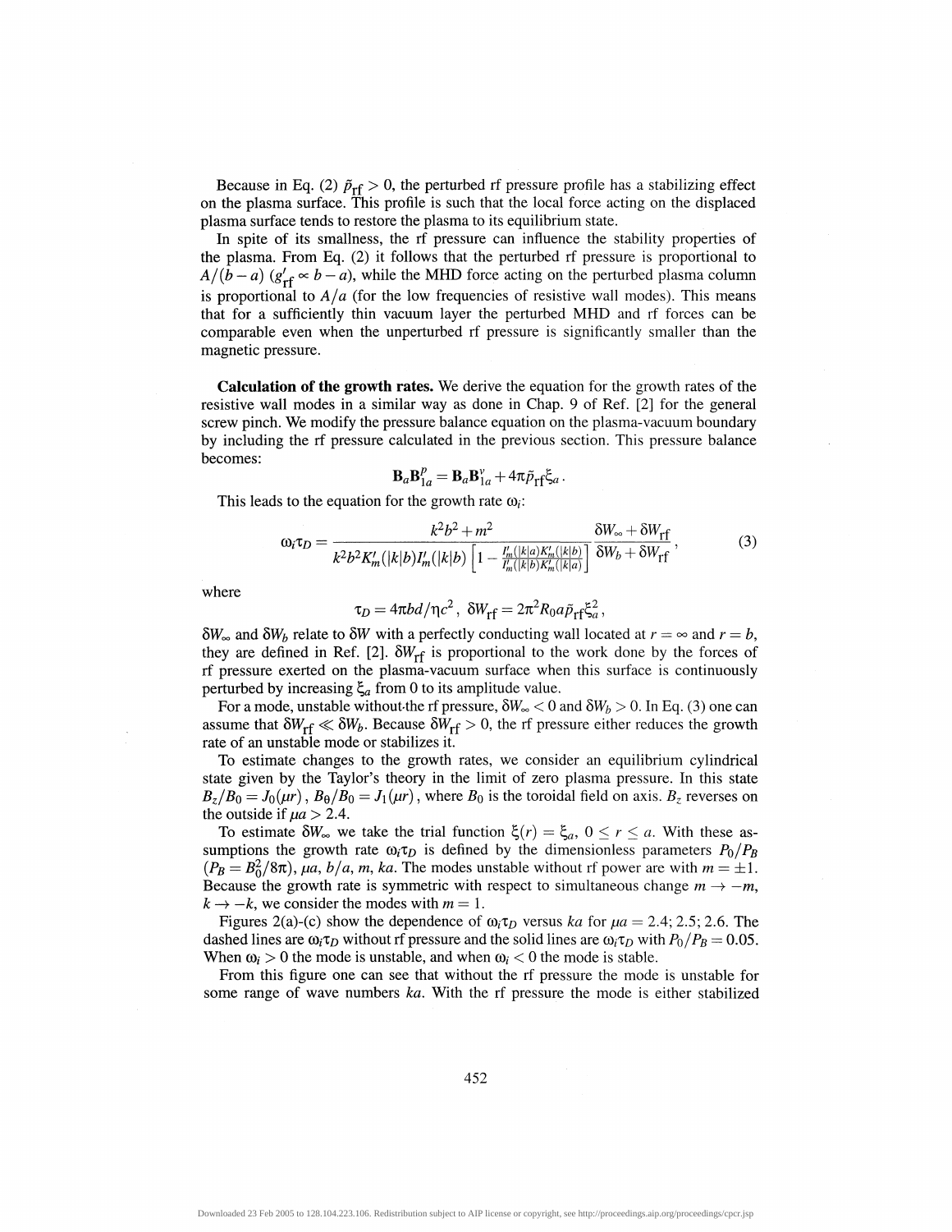Because in Eq. (2) $\tilde{p}_{\rm rf} > 0$, the perturbed rf pressure profile has a stabilizing effect on the plasma surface. This profile is such that the local force acting on the displaced plasma surface tends to restore the plasma to its equilibrium state.

In spite of its smallness, the rf pressure can influence the stability properties of the plasma. From Eq. (2) it follows that the perturbed rf pressure is proportional to $A/(b-a)$ ($g'_{\rm rf} \propto b-a$), while the MHD force acting on the perturbed plasma column is proportional to $A/a$ (for the low frequencies of resistive wall modes). This means that for a sufficiently thin vacuum layer the perturbed MHD and rf forces can be comparable even when the unperturbed rf pressure is significantly smaller than the magnetic pressure.

**Calculation of the growth rates.** We derive the equation for the growth rates of the resistive wall modes in a similar way as done in Chap. 9 of Ref. [2] for the general screw pinch. We modify the pressure balance equation on the plasma-vacuum boundary by including the rf pressure calculated in the previous section. This pressure balance becomes:

$$\mathbf{B}_a \mathbf{B}^p_{1a} = \mathbf{B}_a \mathbf{B}^v_{1a} + 4\pi \tilde{p}_{\rm rf} \xi_a .$$

This leads to the equation for the growth rate $\omega_i$:

$$\omega_i \tau_D = \frac{k^2 b^2 + m^2}{k^2 b^2 K'_m(|k|b) I'_m(|k|b) \left[1 - \frac{I'_m(|k|a) K'_m(|k|b)}{I'_m(|k|b) K'_m(|k|a)}\right]} \frac{\delta W_\infty + \delta W_{\rm rf}}{\delta W_b + \delta W_{\rm rf}}, \tag{3}$$

where

$$\tau_D = 4\pi b d/\eta c^2 , \ \delta W_{\rm rf} = 2\pi^2 R_0 a \tilde{p}_{\rm rf} \xi_a^2 ,$$

$\delta W_\infty$ and $\delta W_b$ relate to $\delta W$ with a perfectly conducting wall located at $r = \infty$ and $r = b$, they are defined in Ref. [2]. $\delta W_{\rm rf}$ is proportional to the work done by the forces of rf pressure exerted on the plasma-vacuum surface when this surface is continuously perturbed by increasing $\xi_a$ from 0 to its amplitude value.

For a mode, unstable without the rf pressure, $\delta W_\infty < 0$ and $\delta W_b > 0$. In Eq. (3) one can assume that $\delta W_{\rm rf} \ll \delta W_b$. Because $\delta W_{\rm rf} > 0$, the rf pressure either reduces the growth rate of an unstable mode or stabilizes it.

To estimate changes to the growth rates, we consider an equilibrium cylindrical state given by the Taylor's theory in the limit of zero plasma pressure. In this state $B_z/B_0 = J_0(\mu r)$, $B_\theta/B_0 = J_1(\mu r)$, where $B_0$ is the toroidal field on axis. $B_z$ reverses on the outside if $\mu a > 2.4$.

To estimate $\delta W_\infty$ we take the trial function $\xi(r) = \xi_a$, $0 \le r \le a$. With these assumptions the growth rate $\omega_i \tau_D$ is defined by the dimensionless parameters $P_0/P_B$ ($P_B = B_0^2/8\pi$), $\mu a$, $b/a$, $m$, $ka$. The modes unstable without rf power are with $m = \pm 1$. Because the growth rate is symmetric with respect to simultaneous change $m \to -m$, $k \to -k$, we consider the modes with $m = 1$.

Figures 2(a)-(c) show the dependence of $\omega_i \tau_D$ versus $ka$ for $\mu a = 2.4; 2.5; 2.6$. The dashed lines are $\omega_i \tau_D$ without rf pressure and the solid lines are $\omega_i \tau_D$ with $P_0/P_B = 0.05$. When $\omega_i > 0$ the mode is unstable, and when $\omega_i < 0$ the mode is stable.

From this figure one can see that without the rf pressure the mode is unstable for some range of wave numbers $ka$. With the rf pressure the mode is either stabilized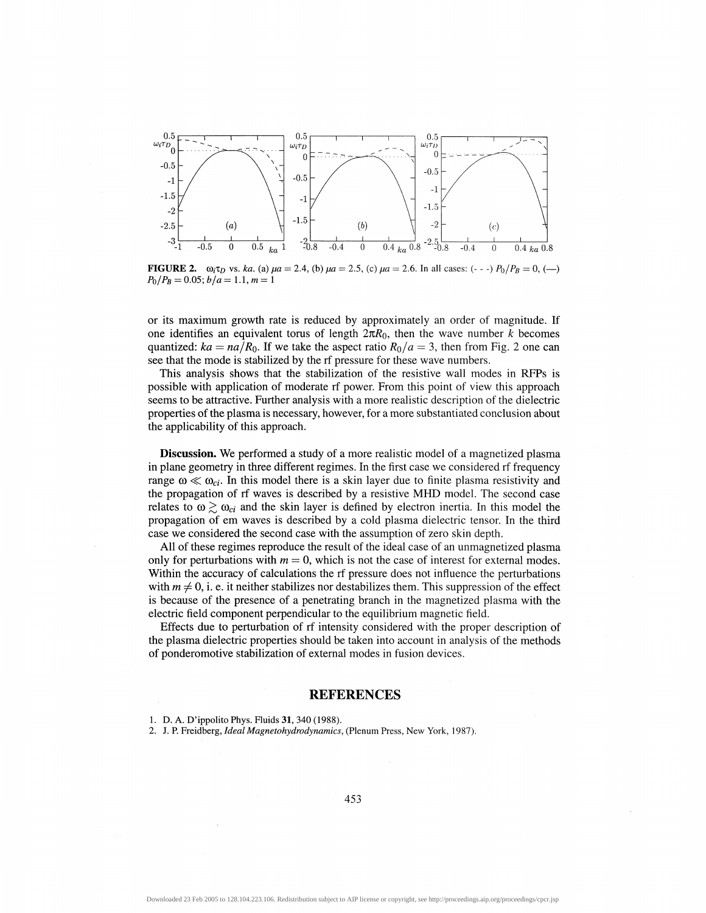0.5
$\omega_i\tau_D$
0
-0.5
-1
-1.5
-2
-2.5
-3
-1 -0.5 0 0.5 $ka$ 1
(a)

0.5
$\omega_i\tau_D$
0
-0.5
-1
-1.5
-2
-0.8 -0.4 0 0.4 $ka$ 0.8
(b)

0.5
$\omega_i\tau_D$
0
-0.5
-1
-1.5
-2
-2.5
-0.8 -0.4 0 0.4 $ka$ 0.8
(c)

**FIGURE 2.** $\omega_i\tau_D$ vs. $ka$. (a) $\mu a = 2.4$, (b) $\mu a = 2.5$, (c) $\mu a = 2.6$. In all cases: (- - -) $P_0/P_B = 0$, (—) $P_0/P_B = 0.05$; $b/a = 1.1$, $m = 1$

or its maximum growth rate is reduced by approximately an order of magnitude. If one identifies an equivalent torus of length $2\pi R_0$, then the wave number $k$ becomes quantized: $ka = na/R_0$. If we take the aspect ratio $R_0/a = 3$, then from Fig. 2 one can see that the mode is stabilized by the rf pressure for these wave numbers.

This analysis shows that the stabilization of the resistive wall modes in RFPs is possible with application of moderate rf power. From this point of view this approach seems to be attractive. Further analysis with a more realistic description of the dielectric properties of the plasma is necessary, however, for a more substantiated conclusion about the applicability of this approach.

**Discussion.** We performed a study of a more realistic model of a magnetized plasma in plane geometry in three different regimes. In the first case we considered rf frequency range $\omega \ll \omega_{ci}$. In this model there is a skin layer due to finite plasma resistivity and the propagation of rf waves is described by a resistive MHD model. The second case relates to $\omega \gtrsim \omega_{ci}$ and the skin layer is defined by electron inertia. In this model the propagation of em waves is described by a cold plasma dielectric tensor. In the third case we considered the second case with the assumption of zero skin depth.

All of these regimes reproduce the result of the ideal case of an unmagnetized plasma only for perturbations with $m = 0$, which is not the case of interest for external modes. Within the accuracy of calculations the rf pressure does not influence the perturbations with $m \neq 0$, i. e. it neither stabilizes nor destabilizes them. This suppression of the effect is because of the presence of a penetrating branch in the magnetized plasma with the electric field component perpendicular to the equilibrium magnetic field.

Effects due to perturbation of rf intensity considered with the proper description of the plasma dielectric properties should be taken into account in analysis of the methods of ponderomotive stabilization of external modes in fusion devices.

## REFERENCES

1. D. A. D'ippolito Phys. Fluids **31**, 340 (1988).
2. J. P. Freidberg, *Ideal Magnetohydrodynamics*, (Plenum Press, New York, 1987).